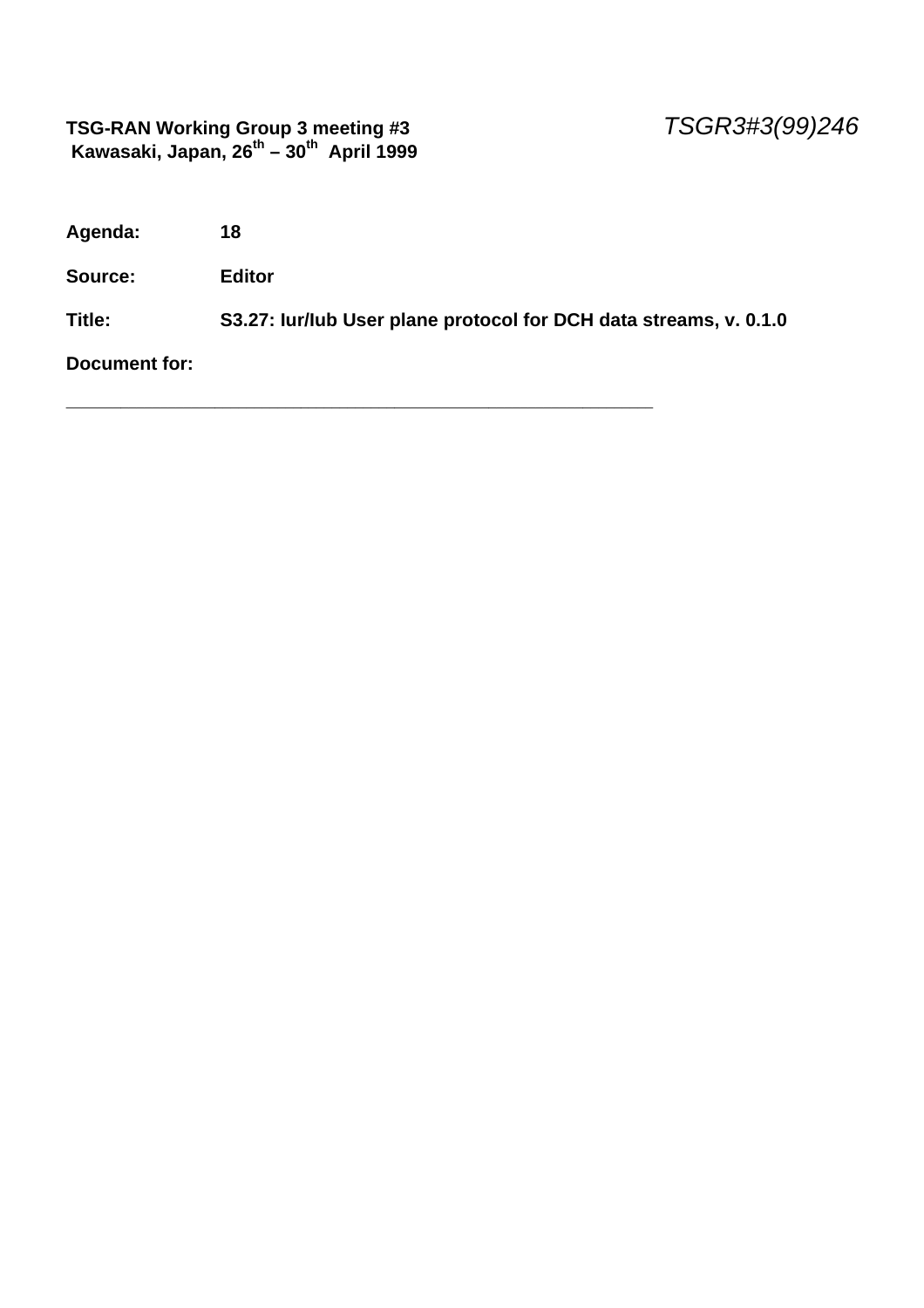**TSG-RAN Working Group 3 meeting #3**
**Kawasaki, Japan, 26th – 30th April 1999**

*TSGR3#3(99)246*

**Agenda:** **18**

**Source:** **Editor**

**Title:** **S3.27: Iur/Iub User plane protocol for DCH data streams, v. 0.1.0**

**Document for:**

---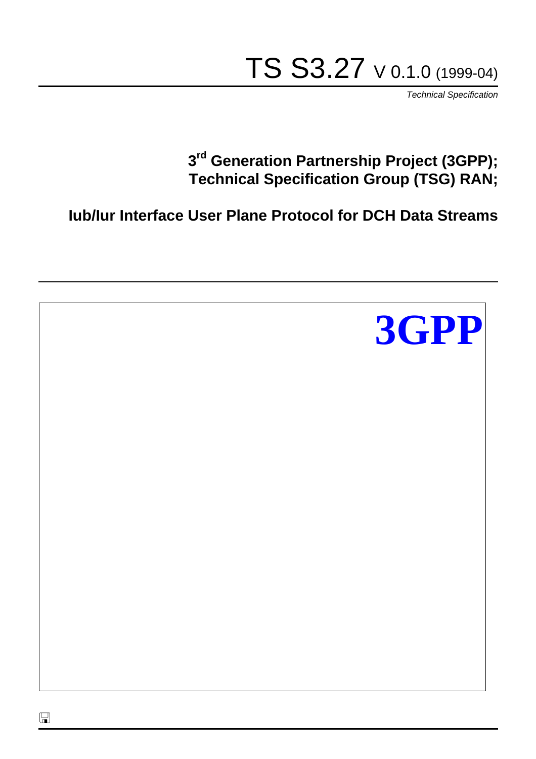# TS S3.27 V 0.1.0 (1999-04)

*Technical Specification*

**3rd Generation Partnership Project (3GPP);**
**Technical Specification Group (TSG) RAN;**

**Iub/Iur Interface User Plane Protocol for DCH Data Streams**

**3GPP**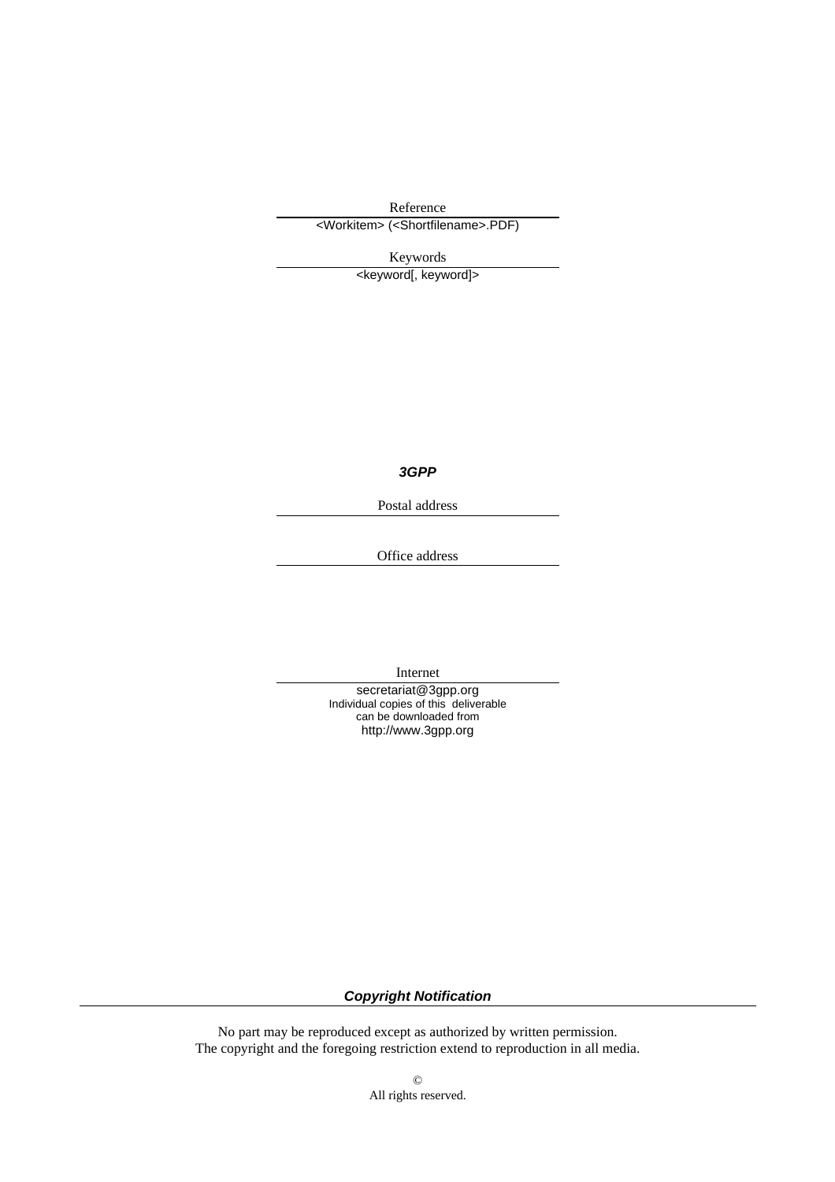Reference

<Workitem> (<Shortfilename>.PDF)

Keywords

<keyword[, keyword]>

***3GPP***

Postal address

Office address

Internet

secretariat@3gpp.org
Individual copies of this deliverable
can be downloaded from
http://www.3gpp.org

***Copyright Notification***

No part may be reproduced except as authorized by written permission.
The copyright and the foregoing restriction extend to reproduction in all media.

©
All rights reserved.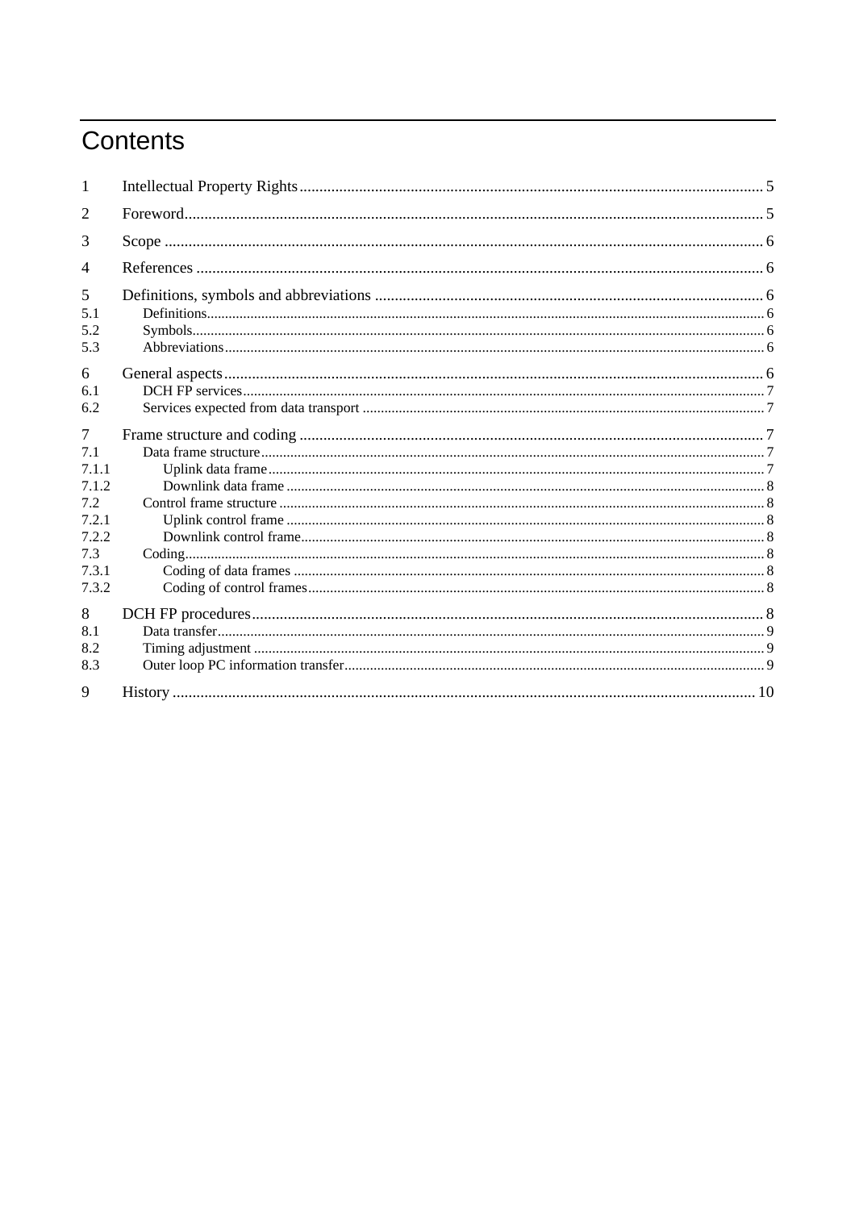# Contents

1 Intellectual Property Rights ........ 5

2 Foreword ........ 5

3 Scope ........ 6

4 References ........ 6

5 Definitions, symbols and abbreviations ........ 6

- 5.1 Definitions ........ 6
- 5.2 Symbols ........ 6
- 5.3 Abbreviations ........ 6

6 General aspects ........ 6

- 6.1 DCH FP services ........ 7
- 6.2 Services expected from data transport ........ 7

7 Frame structure and coding ........ 7

- 7.1 Data frame structure ........ 7
  - 7.1.1 Uplink data frame ........ 7
  - 7.1.2 Downlink data frame ........ 8
- 7.2 Control frame structure ........ 8
  - 7.2.1 Uplink control frame ........ 8
  - 7.2.2 Downlink control frame ........ 8
- 7.3 Coding ........ 8
  - 7.3.1 Coding of data frames ........ 8
  - 7.3.2 Coding of control frames ........ 8

8 DCH FP procedures ........ 8

- 8.1 Data transfer ........ 9
- 8.2 Timing adjustment ........ 9
- 8.3 Outer loop PC information transfer ........ 9

9 History ........ 10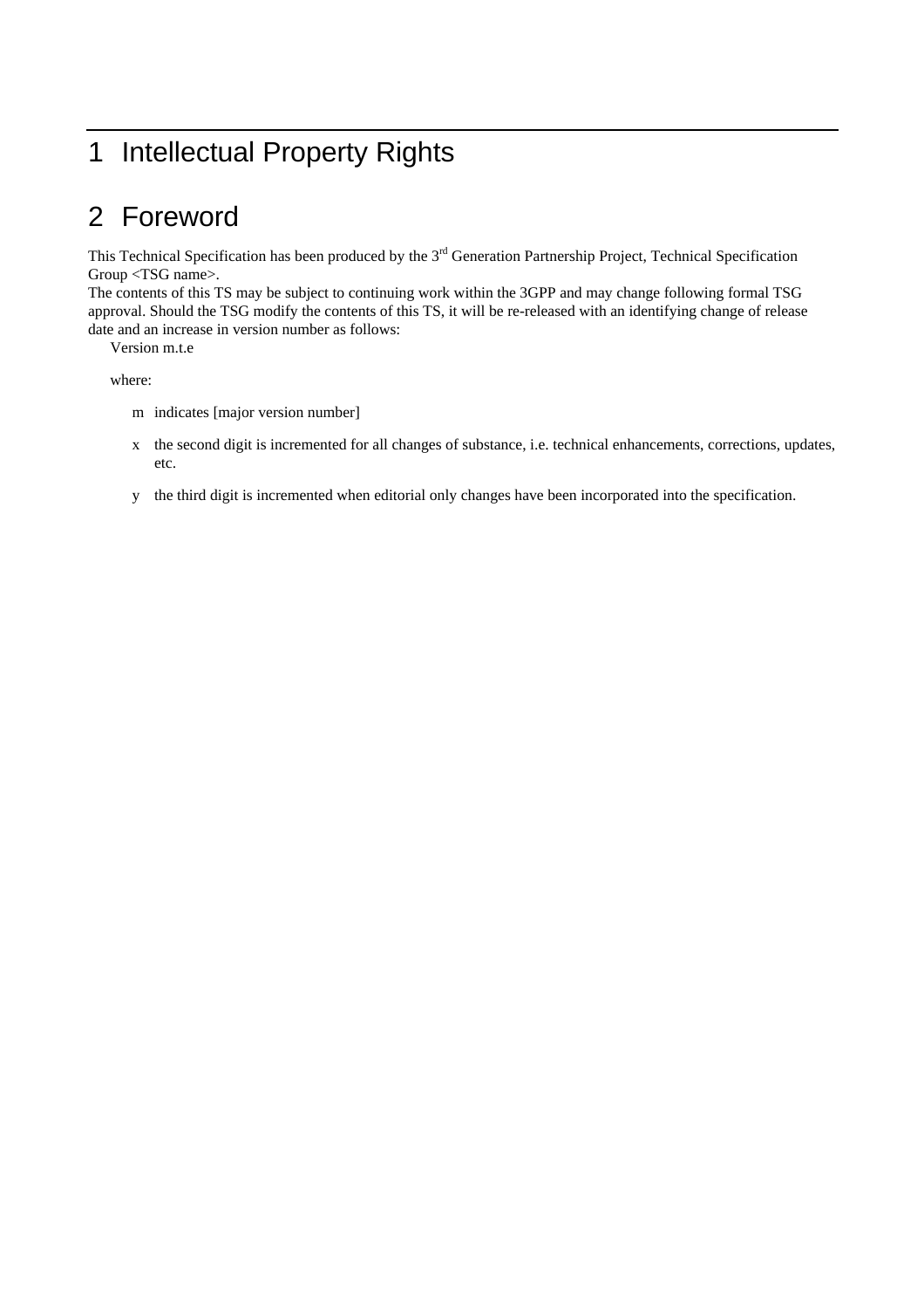# 1 Intellectual Property Rights

# 2 Foreword

This Technical Specification has been produced by the 3rd Generation Partnership Project, Technical Specification Group <TSG name>.
The contents of this TS may be subject to continuing work within the 3GPP and may change following formal TSG approval. Should the TSG modify the contents of this TS, it will be re-released with an identifying change of release date and an increase in version number as follows:

Version m.t.e

where:

m indicates [major version number]

x the second digit is incremented for all changes of substance, i.e. technical enhancements, corrections, updates, etc.

y the third digit is incremented when editorial only changes have been incorporated into the specification.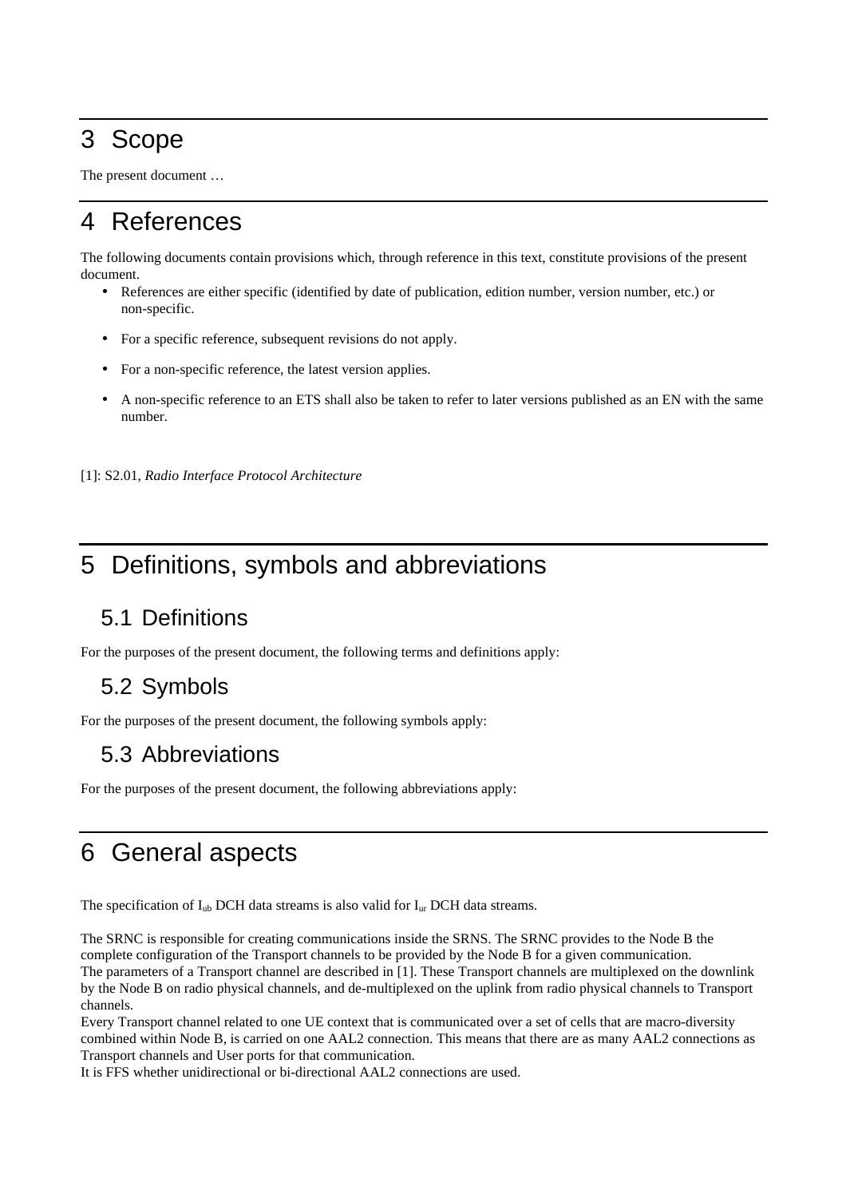# 3 Scope

The present document …

# 4 References

The following documents contain provisions which, through reference in this text, constitute provisions of the present document.

- References are either specific (identified by date of publication, edition number, version number, etc.) or non-specific.
- For a specific reference, subsequent revisions do not apply.
- For a non-specific reference, the latest version applies.
- A non-specific reference to an ETS shall also be taken to refer to later versions published as an EN with the same number.

[1]: S2.01, *Radio Interface Protocol Architecture*

# 5 Definitions, symbols and abbreviations

## 5.1 Definitions

For the purposes of the present document, the following terms and definitions apply:

## 5.2 Symbols

For the purposes of the present document, the following symbols apply:

## 5.3 Abbreviations

For the purposes of the present document, the following abbreviations apply:

# 6 General aspects

The specification of $I_{ub}$ DCH data streams is also valid for $I_{ur}$ DCH data streams.

The SRNC is responsible for creating communications inside the SRNS. The SRNC provides to the Node B the complete configuration of the Transport channels to be provided by the Node B for a given communication.
The parameters of a Transport channel are described in [1]. These Transport channels are multiplexed on the downlink by the Node B on radio physical channels, and de-multiplexed on the uplink from radio physical channels to Transport channels.
Every Transport channel related to one UE context that is communicated over a set of cells that are macro-diversity combined within Node B, is carried on one AAL2 connection. This means that there are as many AAL2 connections as Transport channels and User ports for that communication.
It is FFS whether unidirectional or bi-directional AAL2 connections are used.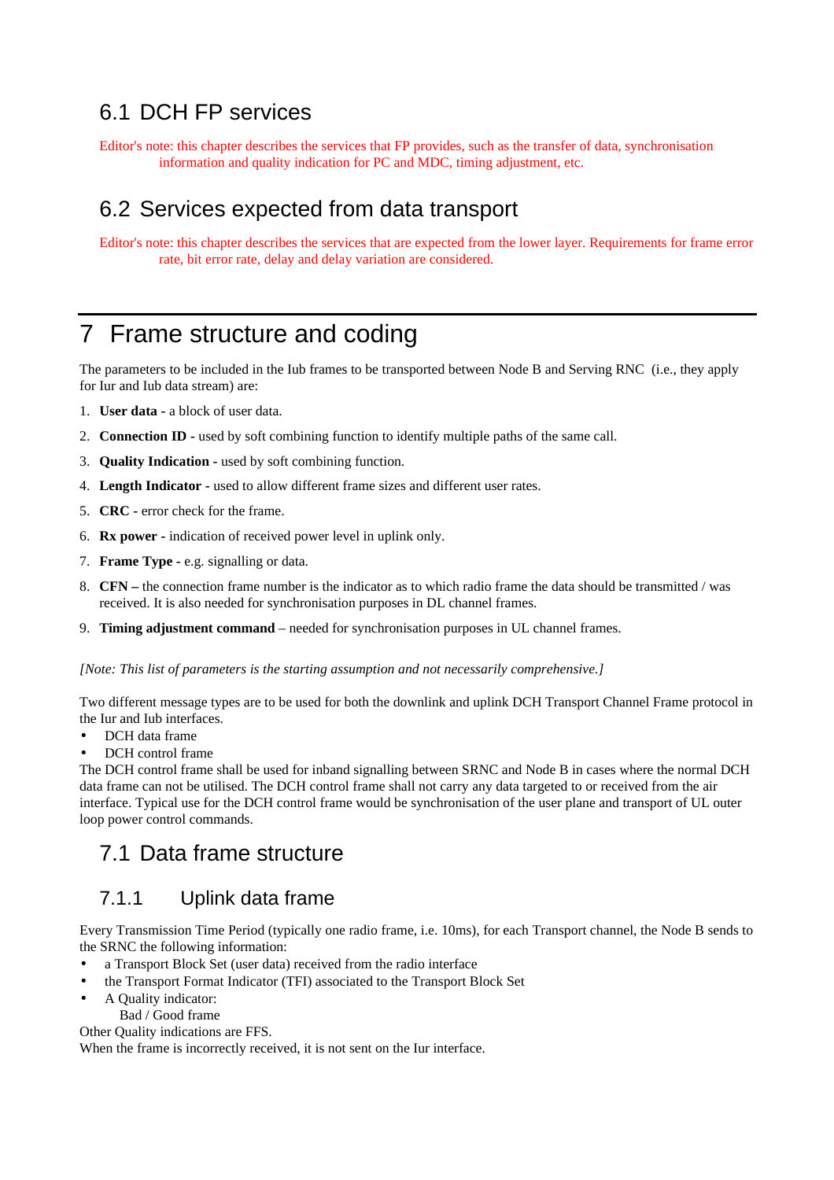## 6.1 DCH FP services

Editor's note: this chapter describes the services that FP provides, such as the transfer of data, synchronisation information and quality indication for PC and MDC, timing adjustment, etc.

## 6.2 Services expected from data transport

Editor's note: this chapter describes the services that are expected from the lower layer. Requirements for frame error rate, bit error rate, delay and delay variation are considered.

# 7 Frame structure and coding

The parameters to be included in the Iub frames to be transported between Node B and Serving RNC (i.e., they apply for Iur and Iub data stream) are:

1. **User data -** a block of user data.
2. **Connection ID -** used by soft combining function to identify multiple paths of the same call.
3. **Quality Indication -** used by soft combining function.
4. **Length Indicator -** used to allow different frame sizes and different user rates.
5. **CRC -** error check for the frame.
6. **Rx power -** indication of received power level in uplink only.
7. **Frame Type -** e.g. signalling or data.
8. **CFN –** the connection frame number is the indicator as to which radio frame the data should be transmitted / was received. It is also needed for synchronisation purposes in DL channel frames.
9. **Timing adjustment command** – needed for synchronisation purposes in UL channel frames.

*[Note: This list of parameters is the starting assumption and not necessarily comprehensive.]*

Two different message types are to be used for both the downlink and uplink DCH Transport Channel Frame protocol in the Iur and Iub interfaces.

- DCH data frame
- DCH control frame

The DCH control frame shall be used for inband signalling between SRNC and Node B in cases where the normal DCH data frame can not be utilised. The DCH control frame shall not carry any data targeted to or received from the air interface. Typical use for the DCH control frame would be synchronisation of the user plane and transport of UL outer loop power control commands.

## 7.1 Data frame structure

### 7.1.1 Uplink data frame

Every Transmission Time Period (typically one radio frame, i.e. 10ms), for each Transport channel, the Node B sends to the SRNC the following information:

- a Transport Block Set (user data) received from the radio interface
- the Transport Format Indicator (TFI) associated to the Transport Block Set
- A Quality indicator:
  Bad / Good frame

Other Quality indications are FFS.

When the frame is incorrectly received, it is not sent on the Iur interface.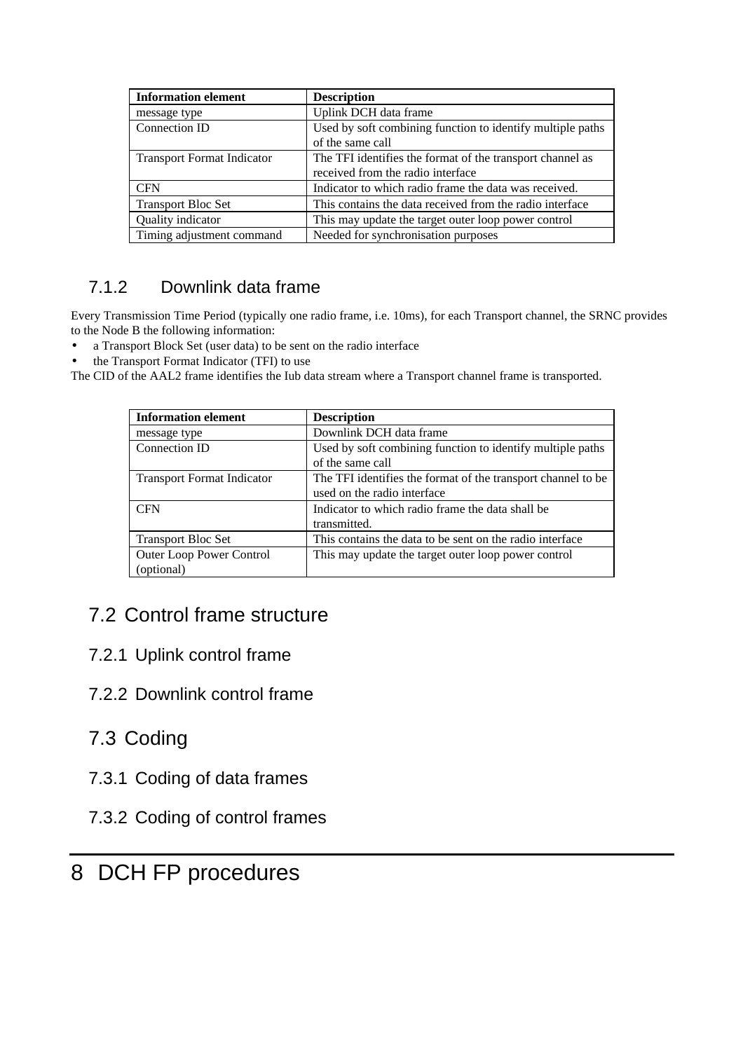| Information element | Description |
| --- | --- |
| message type | Uplink DCH data frame |
| Connection ID | Used by soft combining function to identify multiple paths of the same call |
| Transport Format Indicator | The TFI identifies the format of the transport channel as received from the radio interface |
| CFN | Indicator to which radio frame the data was received. |
| Transport Bloc Set | This contains the data received from the radio interface |
| Quality indicator | This may update the target outer loop power control |
| Timing adjustment command | Needed for synchronisation purposes |

### 7.1.2 Downlink data frame

Every Transmission Time Period (typically one radio frame, i.e. 10ms), for each Transport channel, the SRNC provides to the Node B the following information:

- a Transport Block Set (user data) to be sent on the radio interface
- the Transport Format Indicator (TFI) to use

The CID of the AAL2 frame identifies the Iub data stream where a Transport channel frame is transported.

| Information element | Description |
| --- | --- |
| message type | Downlink DCH data frame |
| Connection ID | Used by soft combining function to identify multiple paths of the same call |
| Transport Format Indicator | The TFI identifies the format of the transport channel to be used on the radio interface |
| CFN | Indicator to which radio frame the data shall be transmitted. |
| Transport Bloc Set | This contains the data to be sent on the radio interface |
| Outer Loop Power Control (optional) | This may update the target outer loop power control |

## 7.2 Control frame structure

### 7.2.1 Uplink control frame

### 7.2.2 Downlink control frame

## 7.3 Coding

### 7.3.1 Coding of data frames

### 7.3.2 Coding of control frames

# 8 DCH FP procedures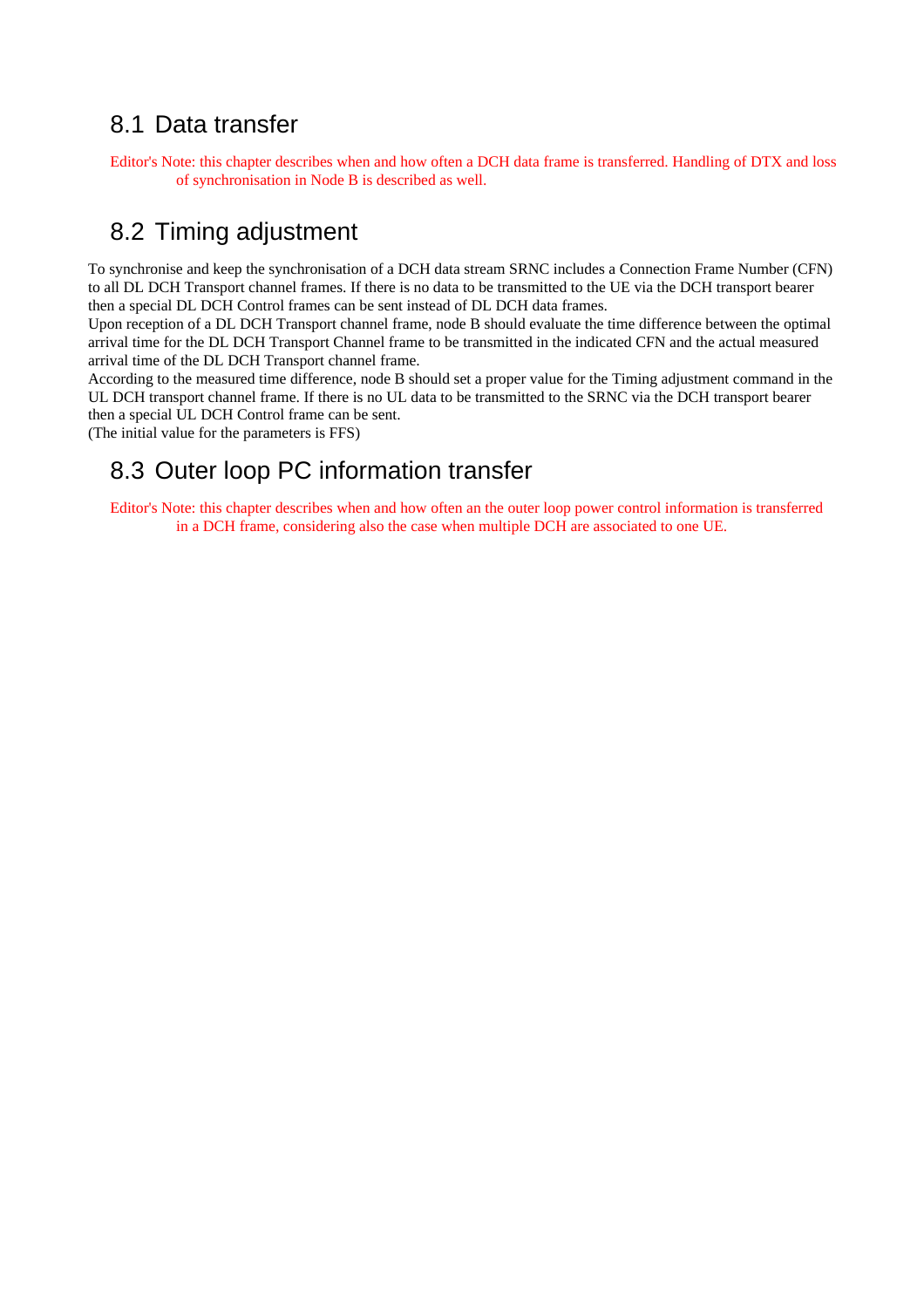## 8.1 Data transfer

Editor's Note: this chapter describes when and how often a DCH data frame is transferred. Handling of DTX and loss of synchronisation in Node B is described as well.

## 8.2 Timing adjustment

To synchronise and keep the synchronisation of a DCH data stream SRNC includes a Connection Frame Number (CFN) to all DL DCH Transport channel frames. If there is no data to be transmitted to the UE via the DCH transport bearer then a special DL DCH Control frames can be sent instead of DL DCH data frames.

Upon reception of a DL DCH Transport channel frame, node B should evaluate the time difference between the optimal arrival time for the DL DCH Transport Channel frame to be transmitted in the indicated CFN and the actual measured arrival time of the DL DCH Transport channel frame.

According to the measured time difference, node B should set a proper value for the Timing adjustment command in the UL DCH transport channel frame. If there is no UL data to be transmitted to the SRNC via the DCH transport bearer then a special UL DCH Control frame can be sent.

(The initial value for the parameters is FFS)

## 8.3 Outer loop PC information transfer

Editor's Note: this chapter describes when and how often an the outer loop power control information is transferred in a DCH frame, considering also the case when multiple DCH are associated to one UE.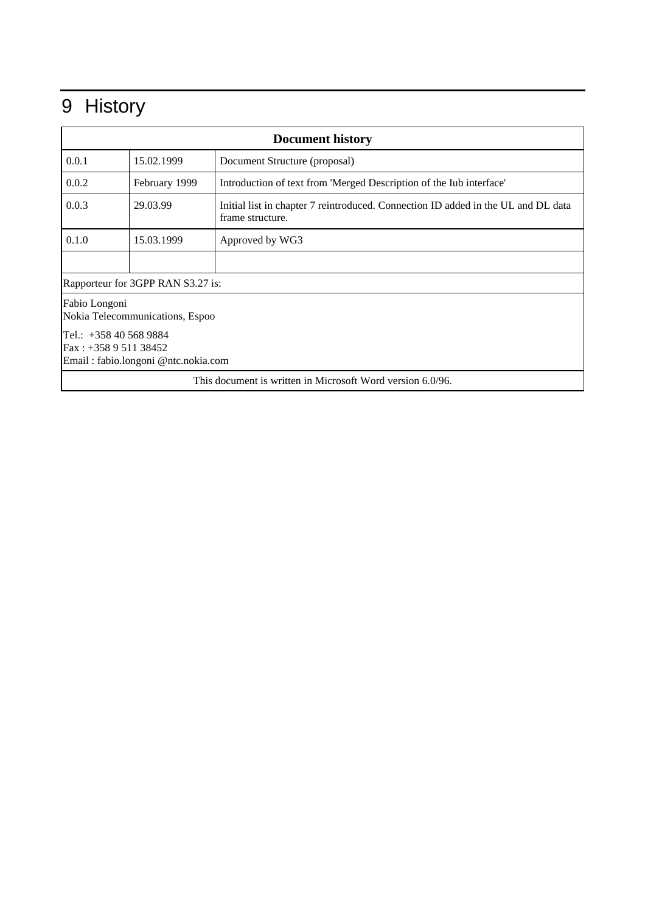# 9 History

| Document history | | |
|---|---|---|
| 0.0.1 | 15.02.1999 | Document Structure (proposal) |
| 0.0.2 | February 1999 | Introduction of text from 'Merged Description of the Iub interface' |
| 0.0.3 | 29.03.99 | Initial list in chapter 7 reintroduced. Connection ID added in the UL and DL data frame structure. |
| 0.1.0 | 15.03.1999 | Approved by WG3 |
| | | |
| Rapporteur for 3GPP RAN S3.27 is: | | |
| Fabio Longoni<br>Nokia Telecommunications, Espoo<br><br>Tel.: +358 40 568 9884<br>Fax : +358 9 511 38452<br>Email : fabio.longoni @ntc.nokia.com | | |
| This document is written in Microsoft Word version 6.0/96. | | |